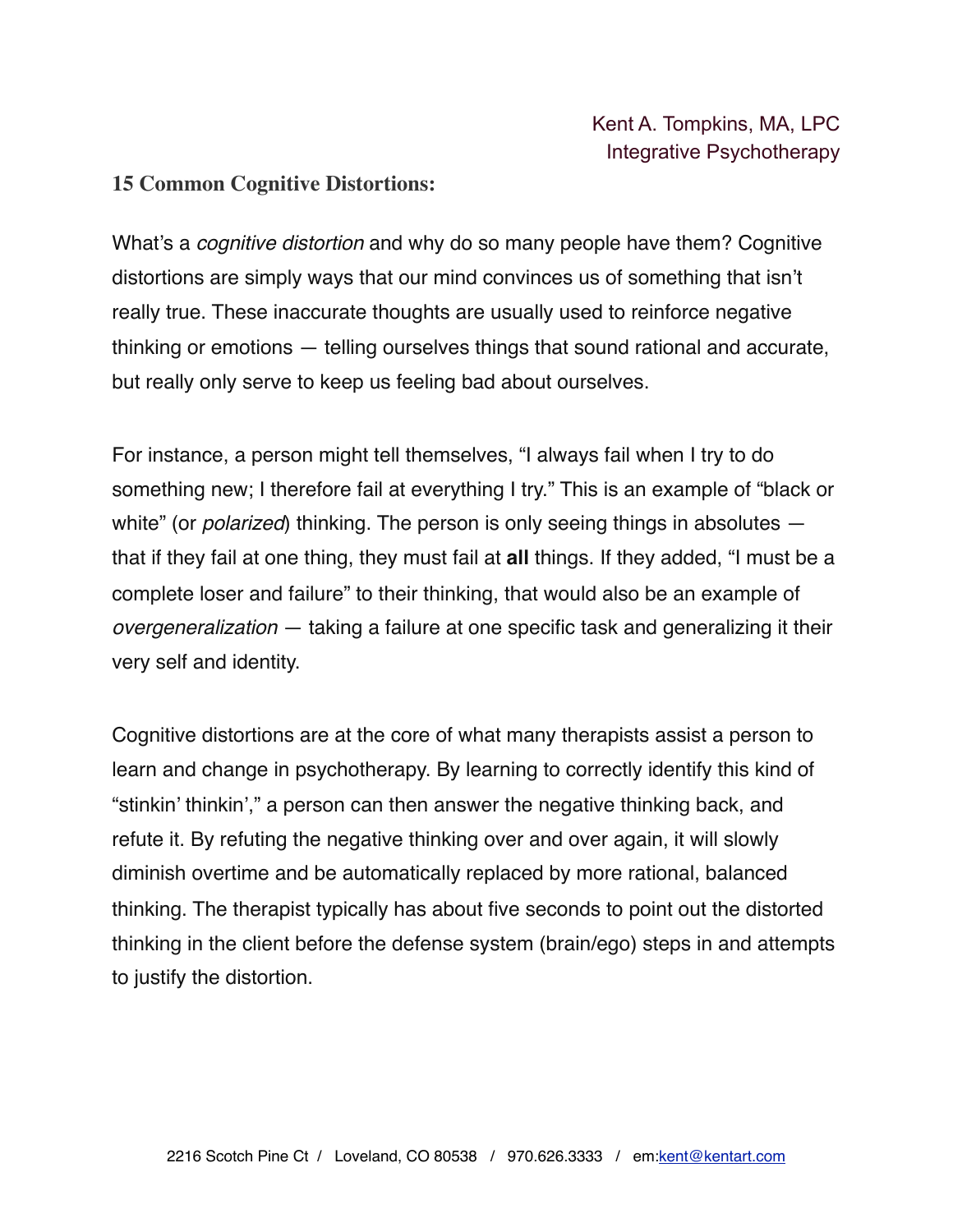Kent A. Tompkins, MA, LPC
Integrative Psychotherapy

## 15 Common Cognitive Distortions:

What's a *cognitive distortion* and why do so many people have them? Cognitive distortions are simply ways that our mind convinces us of something that isn't really true. These inaccurate thoughts are usually used to reinforce negative thinking or emotions — telling ourselves things that sound rational and accurate, but really only serve to keep us feeling bad about ourselves.

For instance, a person might tell themselves, "I always fail when I try to do something new; I therefore fail at everything I try." This is an example of "black or white" (or *polarized*) thinking. The person is only seeing things in absolutes — that if they fail at one thing, they must fail at **all** things. If they added, "I must be a complete loser and failure" to their thinking, that would also be an example of *overgeneralization* — taking a failure at one specific task and generalizing it their very self and identity.

Cognitive distortions are at the core of what many therapists assist a person to learn and change in psychotherapy. By learning to correctly identify this kind of "stinkin' thinkin'," a person can then answer the negative thinking back, and refute it. By refuting the negative thinking over and over again, it will slowly diminish overtime and be automatically replaced by more rational, balanced thinking. The therapist typically has about five seconds to point out the distorted thinking in the client before the defense system (brain/ego) steps in and attempts to justify the distortion.

2216 Scotch Pine Ct / Loveland, CO 80538 / 970.626.3333 / em:kent@kentart.com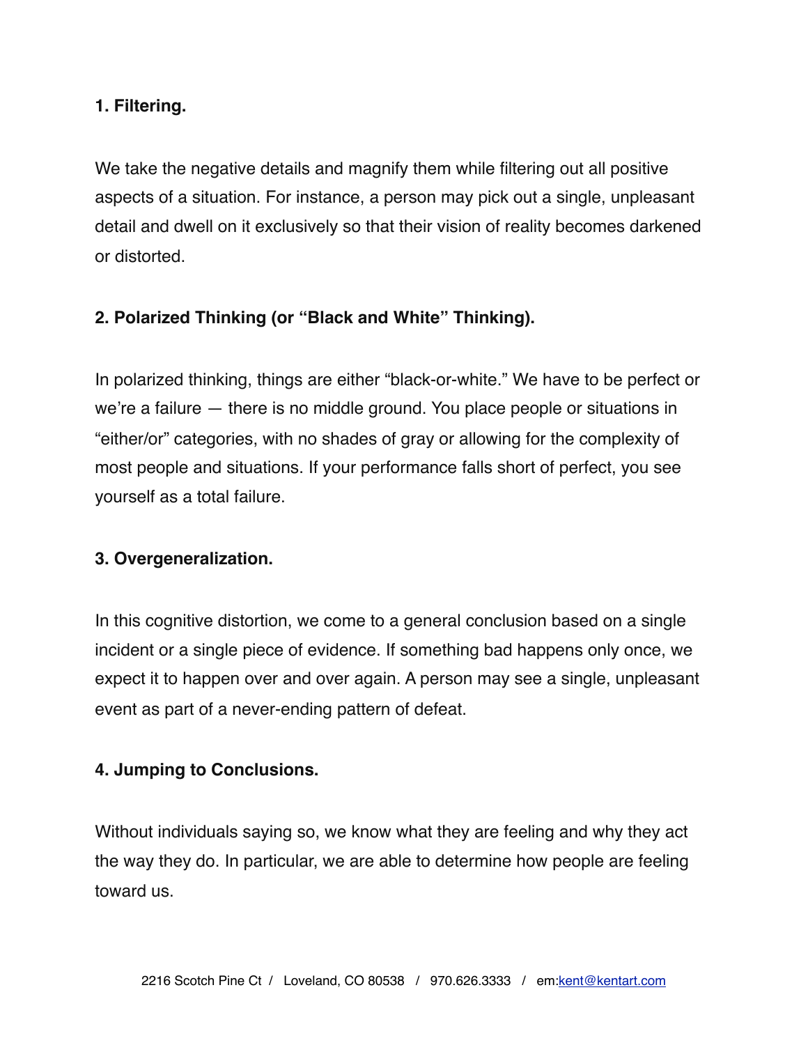**1. Filtering.**

We take the negative details and magnify them while filtering out all positive aspects of a situation. For instance, a person may pick out a single, unpleasant detail and dwell on it exclusively so that their vision of reality becomes darkened or distorted.

**2. Polarized Thinking (or "Black and White" Thinking).**

In polarized thinking, things are either "black-or-white." We have to be perfect or we're a failure — there is no middle ground. You place people or situations in "either/or" categories, with no shades of gray or allowing for the complexity of most people and situations. If your performance falls short of perfect, you see yourself as a total failure.

**3. Overgeneralization.**

In this cognitive distortion, we come to a general conclusion based on a single incident or a single piece of evidence. If something bad happens only once, we expect it to happen over and over again. A person may see a single, unpleasant event as part of a never-ending pattern of defeat.

**4. Jumping to Conclusions.**

Without individuals saying so, we know what they are feeling and why they act the way they do. In particular, we are able to determine how people are feeling toward us.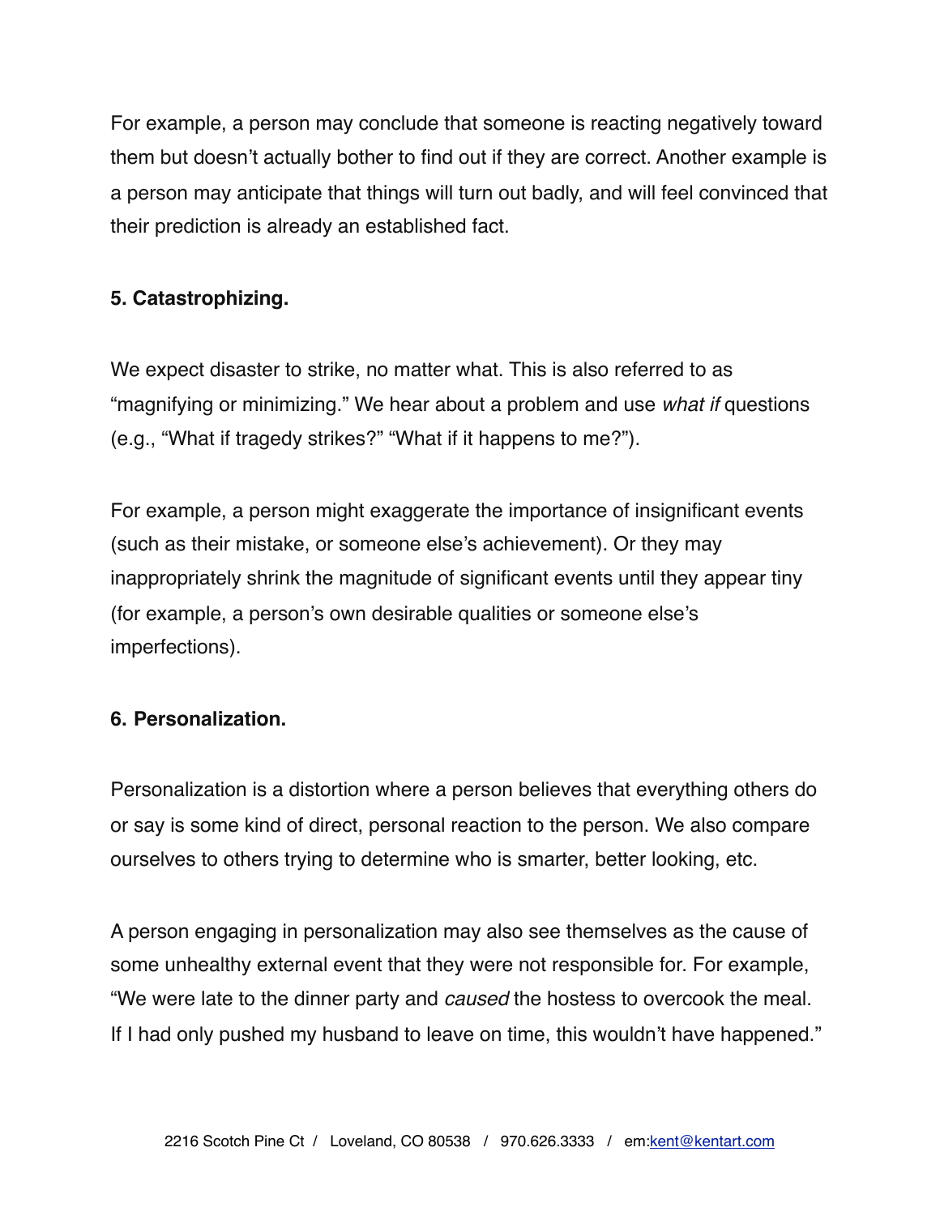For example, a person may conclude that someone is reacting negatively toward them but doesn't actually bother to find out if they are correct. Another example is a person may anticipate that things will turn out badly, and will feel convinced that their prediction is already an established fact.

**5. Catastrophizing.**

We expect disaster to strike, no matter what. This is also referred to as "magnifying or minimizing." We hear about a problem and use *what if* questions (e.g., "What if tragedy strikes?" "What if it happens to me?").

For example, a person might exaggerate the importance of insignificant events (such as their mistake, or someone else's achievement). Or they may inappropriately shrink the magnitude of significant events until they appear tiny (for example, a person's own desirable qualities or someone else's imperfections).

**6. Personalization.**

Personalization is a distortion where a person believes that everything others do or say is some kind of direct, personal reaction to the person. We also compare ourselves to others trying to determine who is smarter, better looking, etc.

A person engaging in personalization may also see themselves as the cause of some unhealthy external event that they were not responsible for. For example, "We were late to the dinner party and *caused* the hostess to overcook the meal. If I had only pushed my husband to leave on time, this wouldn't have happened."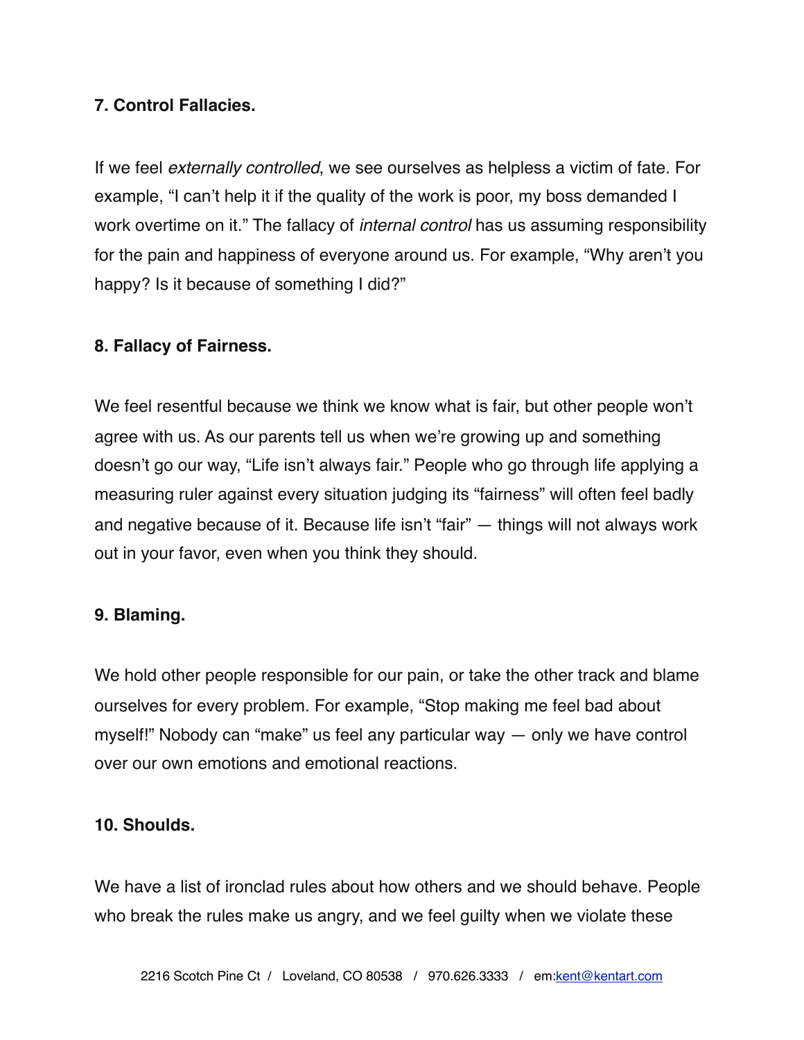**7. Control Fallacies.**

If we feel *externally controlled*, we see ourselves as helpless a victim of fate. For example, “I can’t help it if the quality of the work is poor, my boss demanded I work overtime on it.” The fallacy of *internal control* has us assuming responsibility for the pain and happiness of everyone around us. For example, “Why aren’t you happy? Is it because of something I did?”

**8. Fallacy of Fairness.**

We feel resentful because we think we know what is fair, but other people won’t agree with us. As our parents tell us when we’re growing up and something doesn’t go our way, “Life isn’t always fair.” People who go through life applying a measuring ruler against every situation judging its “fairness” will often feel badly and negative because of it. Because life isn’t “fair” — things will not always work out in your favor, even when you think they should.

**9. Blaming.**

We hold other people responsible for our pain, or take the other track and blame ourselves for every problem. For example, “Stop making me feel bad about myself!” Nobody can “make” us feel any particular way — only we have control over our own emotions and emotional reactions.

**10. Shoulds.**

We have a list of ironclad rules about how others and we should behave. People who break the rules make us angry, and we feel guilty when we violate these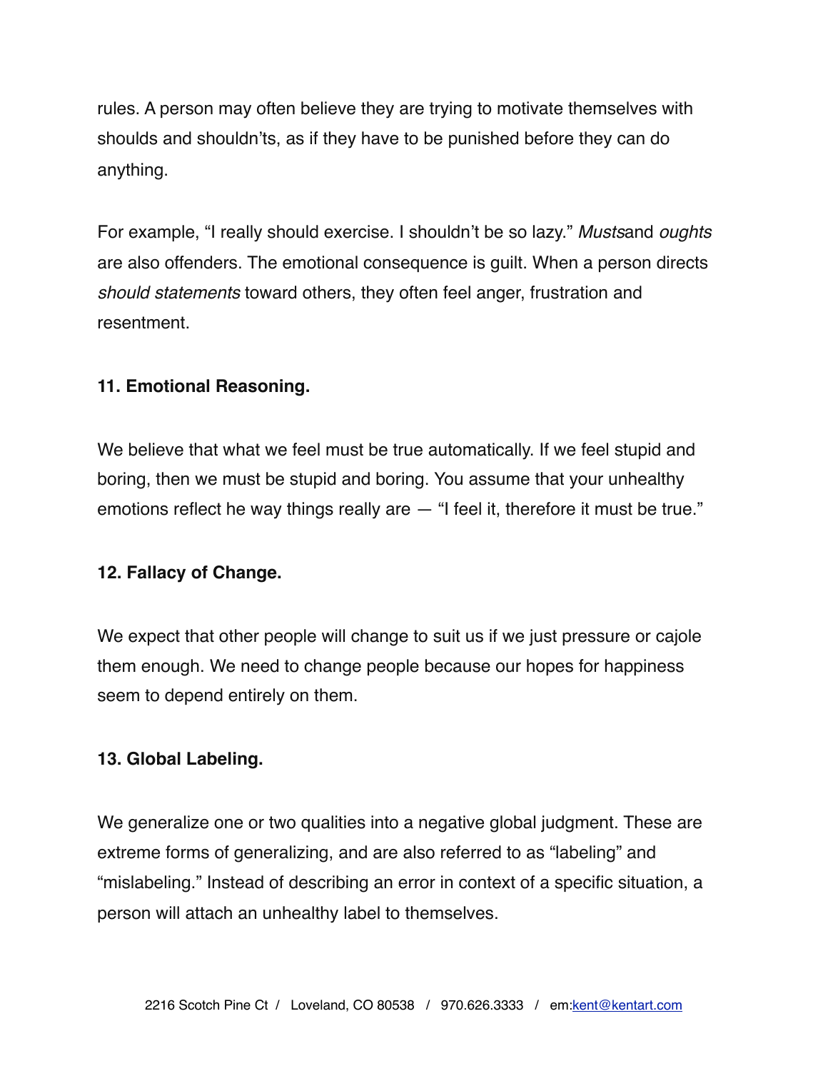rules. A person may often believe they are trying to motivate themselves with shoulds and shouldn'ts, as if they have to be punished before they can do anything.

For example, "I really should exercise. I shouldn't be so lazy." *Musts*and *oughts* are also offenders. The emotional consequence is guilt. When a person directs *should statements* toward others, they often feel anger, frustration and resentment.

**11. Emotional Reasoning.**

We believe that what we feel must be true automatically. If we feel stupid and boring, then we must be stupid and boring. You assume that your unhealthy emotions reflect he way things really are — "I feel it, therefore it must be true."

**12. Fallacy of Change.**

We expect that other people will change to suit us if we just pressure or cajole them enough. We need to change people because our hopes for happiness seem to depend entirely on them.

**13. Global Labeling.**

We generalize one or two qualities into a negative global judgment. These are extreme forms of generalizing, and are also referred to as "labeling" and "mislabeling." Instead of describing an error in context of a specific situation, a person will attach an unhealthy label to themselves.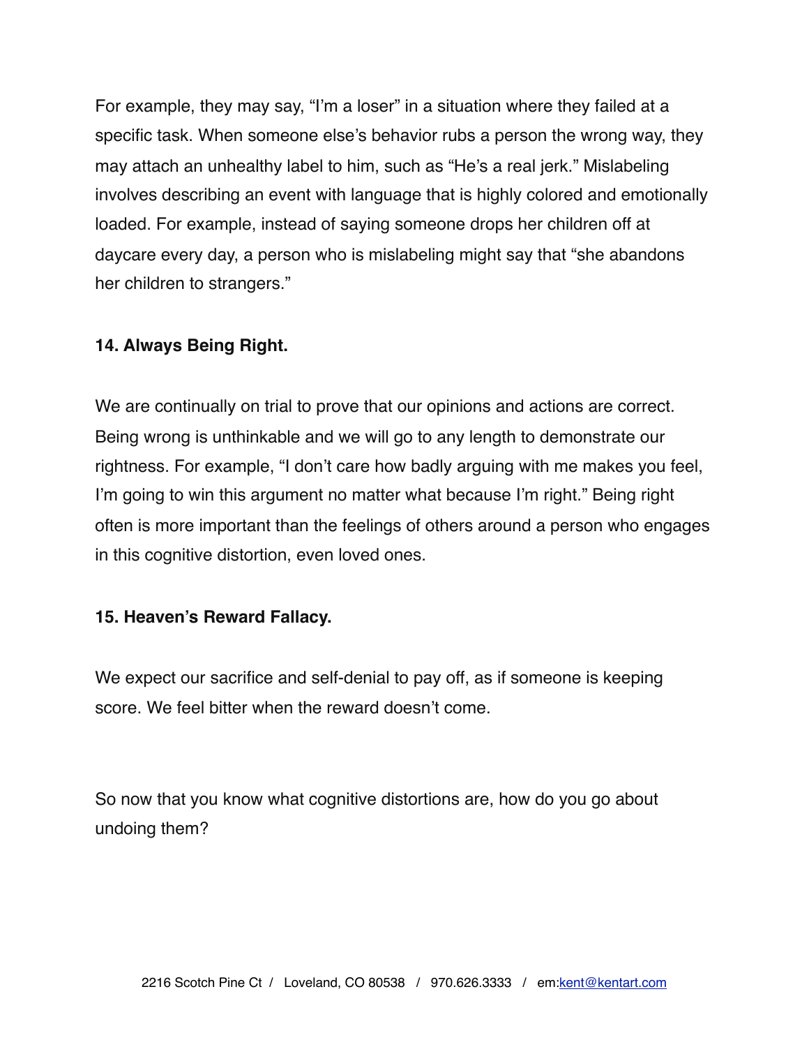For example, they may say, “I’m a loser” in a situation where they failed at a specific task. When someone else’s behavior rubs a person the wrong way, they may attach an unhealthy label to him, such as “He’s a real jerk.” Mislabeling involves describing an event with language that is highly colored and emotionally loaded. For example, instead of saying someone drops her children off at daycare every day, a person who is mislabeling might say that “she abandons her children to strangers.”

**14. Always Being Right.**

We are continually on trial to prove that our opinions and actions are correct. Being wrong is unthinkable and we will go to any length to demonstrate our rightness. For example, “I don’t care how badly arguing with me makes you feel, I’m going to win this argument no matter what because I’m right.” Being right often is more important than the feelings of others around a person who engages in this cognitive distortion, even loved ones.

**15. Heaven’s Reward Fallacy.**

We expect our sacrifice and self-denial to pay off, as if someone is keeping score. We feel bitter when the reward doesn’t come.

So now that you know what cognitive distortions are, how do you go about undoing them?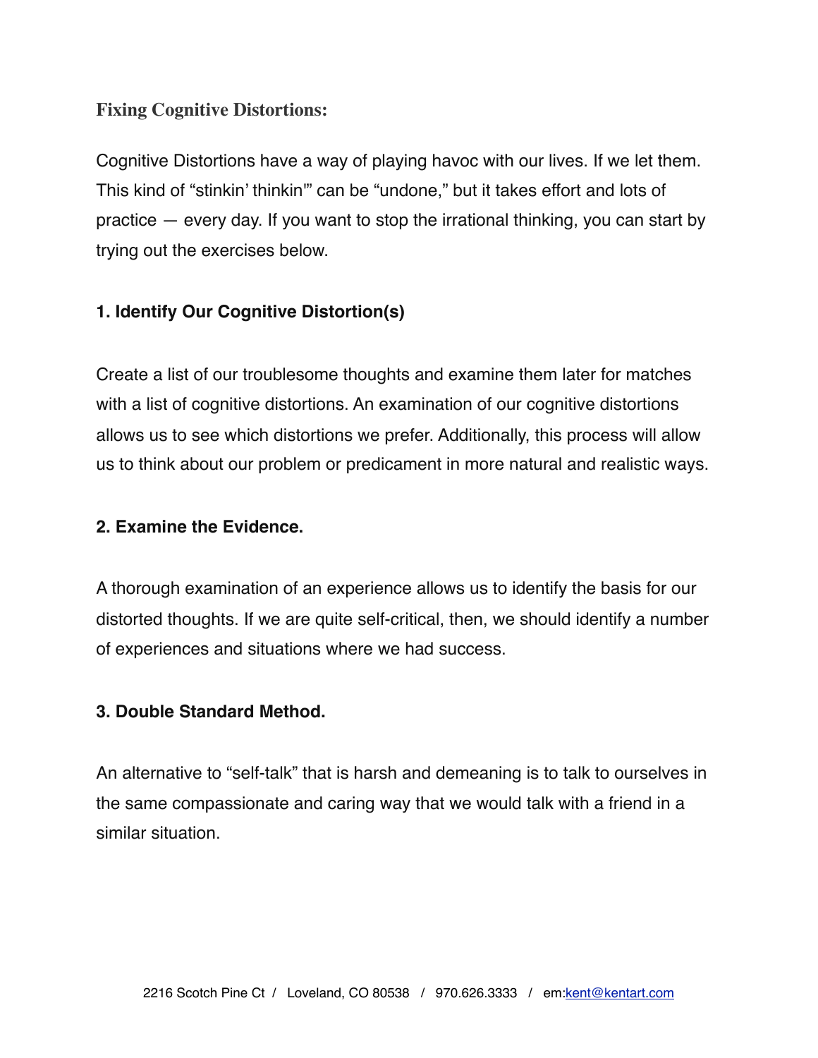## Fixing Cognitive Distortions:

Cognitive Distortions have a way of playing havoc with our lives. If we let them. This kind of "stinkin' thinkin'" can be "undone," but it takes effort and lots of practice — every day. If you want to stop the irrational thinking, you can start by trying out the exercises below.

**1. Identify Our Cognitive Distortion(s)**

Create a list of our troublesome thoughts and examine them later for matches with a list of cognitive distortions. An examination of our cognitive distortions allows us to see which distortions we prefer. Additionally, this process will allow us to think about our problem or predicament in more natural and realistic ways.

**2. Examine the Evidence.**

A thorough examination of an experience allows us to identify the basis for our distorted thoughts. If we are quite self-critical, then, we should identify a number of experiences and situations where we had success.

**3. Double Standard Method.**

An alternative to "self-talk" that is harsh and demeaning is to talk to ourselves in the same compassionate and caring way that we would talk with a friend in a similar situation.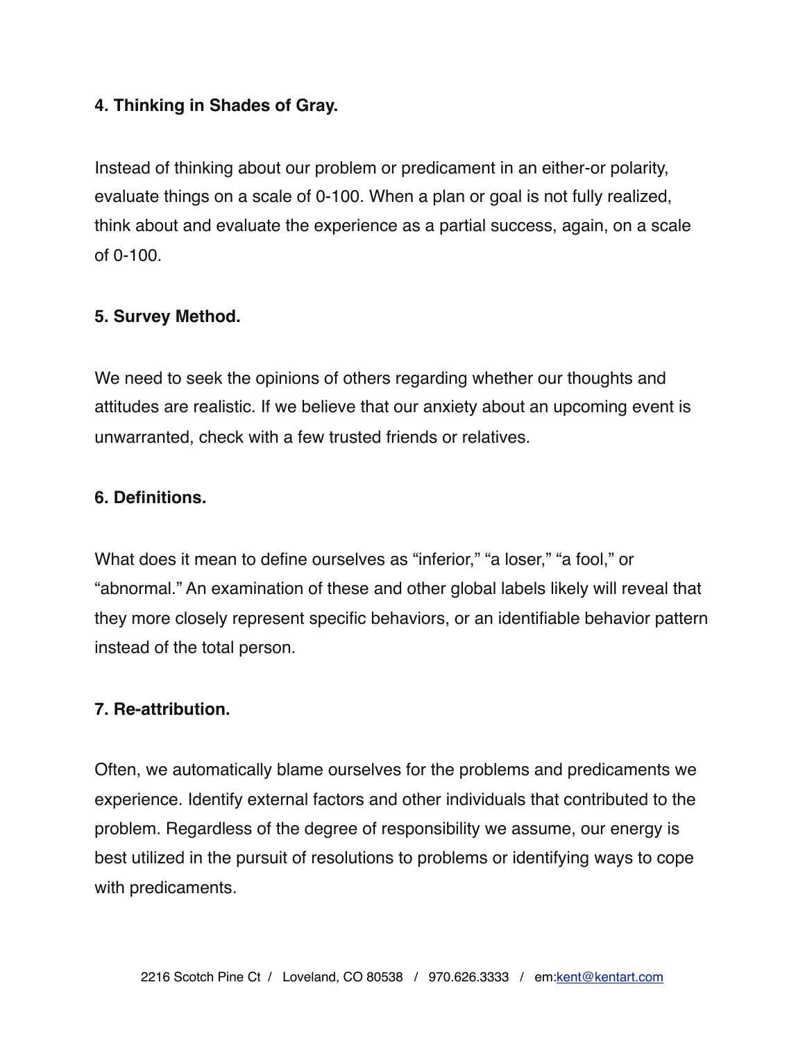**4. Thinking in Shades of Gray.**

Instead of thinking about our problem or predicament in an either-or polarity, evaluate things on a scale of 0-100. When a plan or goal is not fully realized, think about and evaluate the experience as a partial success, again, on a scale of 0-100.

**5. Survey Method.**

We need to seek the opinions of others regarding whether our thoughts and attitudes are realistic. If we believe that our anxiety about an upcoming event is unwarranted, check with a few trusted friends or relatives.

**6. Definitions.**

What does it mean to define ourselves as “inferior,” “a loser,” “a fool,” or “abnormal.” An examination of these and other global labels likely will reveal that they more closely represent specific behaviors, or an identifiable behavior pattern instead of the total person.

**7. Re-attribution.**

Often, we automatically blame ourselves for the problems and predicaments we experience. Identify external factors and other individuals that contributed to the problem. Regardless of the degree of responsibility we assume, our energy is best utilized in the pursuit of resolutions to problems or identifying ways to cope with predicaments.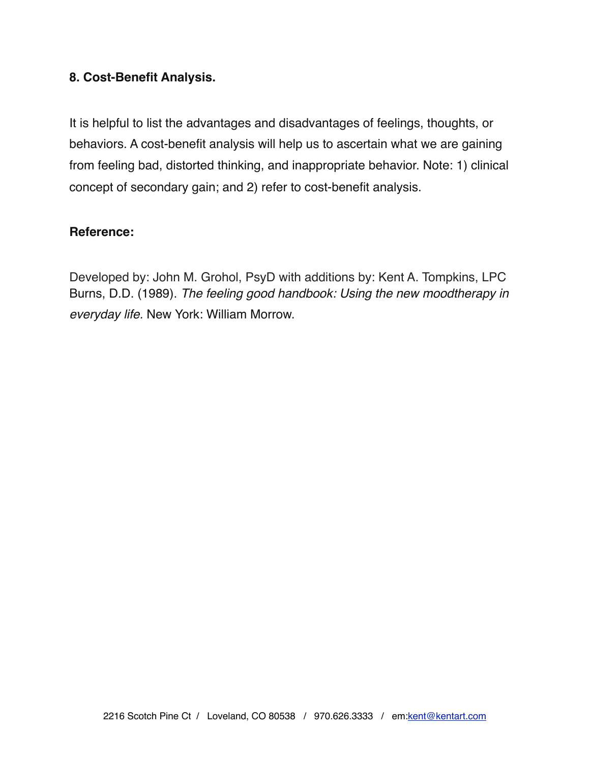**8. Cost-Benefit Analysis.**

It is helpful to list the advantages and disadvantages of feelings, thoughts, or behaviors. A cost-benefit analysis will help us to ascertain what we are gaining from feeling bad, distorted thinking, and inappropriate behavior. Note: 1) clinical concept of secondary gain; and 2) refer to cost-benefit analysis.

**Reference:**

Developed by: John M. Grohol, PsyD with additions by: Kent A. Tompkins, LPC
Burns, D.D. (1989). *The feeling good handbook: Using the new moodtherapy in everyday life.* New York: William Morrow.

2216 Scotch Pine Ct / Loveland, CO 80538 / 970.626.3333 / em:kent@kentart.com